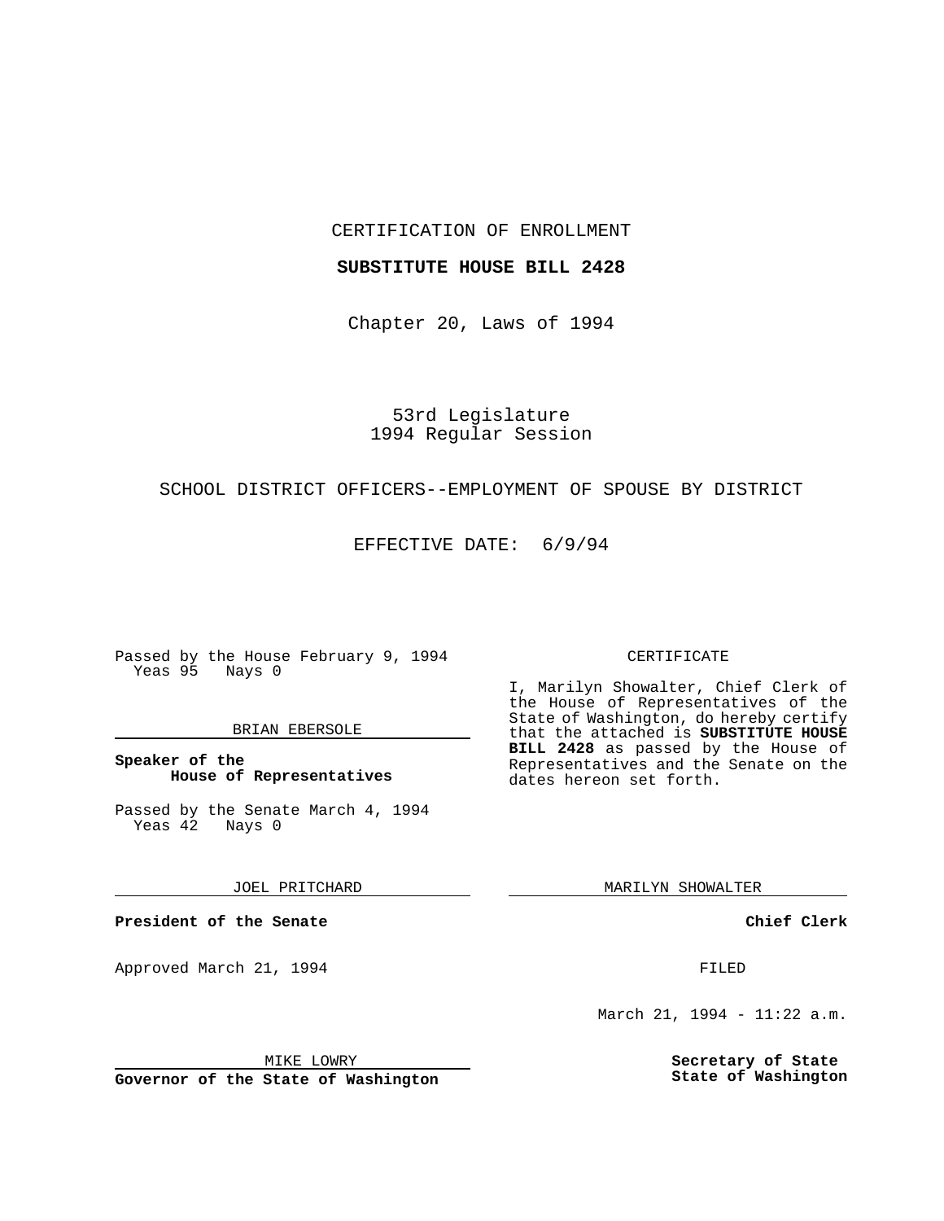CERTIFICATION OF ENROLLMENT

**SUBSTITUTE HOUSE BILL 2428**

Chapter 20, Laws of 1994

53rd Legislature
1994 Regular Session

SCHOOL DISTRICT OFFICERS--EMPLOYMENT OF SPOUSE BY DISTRICT

EFFECTIVE DATE: 6/9/94

Passed by the House February 9, 1994
Yeas 95 Nays 0

BRIAN EBERSOLE

**Speaker of the House of Representatives**

Passed by the Senate March 4, 1994
Yeas 42 Nays 0

JOEL PRITCHARD

**President of the Senate**

Approved March 21, 1994

MIKE LOWRY

**Governor of the State of Washington**

CERTIFICATE

I, Marilyn Showalter, Chief Clerk of the House of Representatives of the State of Washington, do hereby certify that the attached is **SUBSTITUTE HOUSE BILL 2428** as passed by the House of Representatives and the Senate on the dates hereon set forth.

MARILYN SHOWALTER

**Chief Clerk**

FILED

March 21, 1994 - 11:22 a.m.

**Secretary of State**
**State of Washington**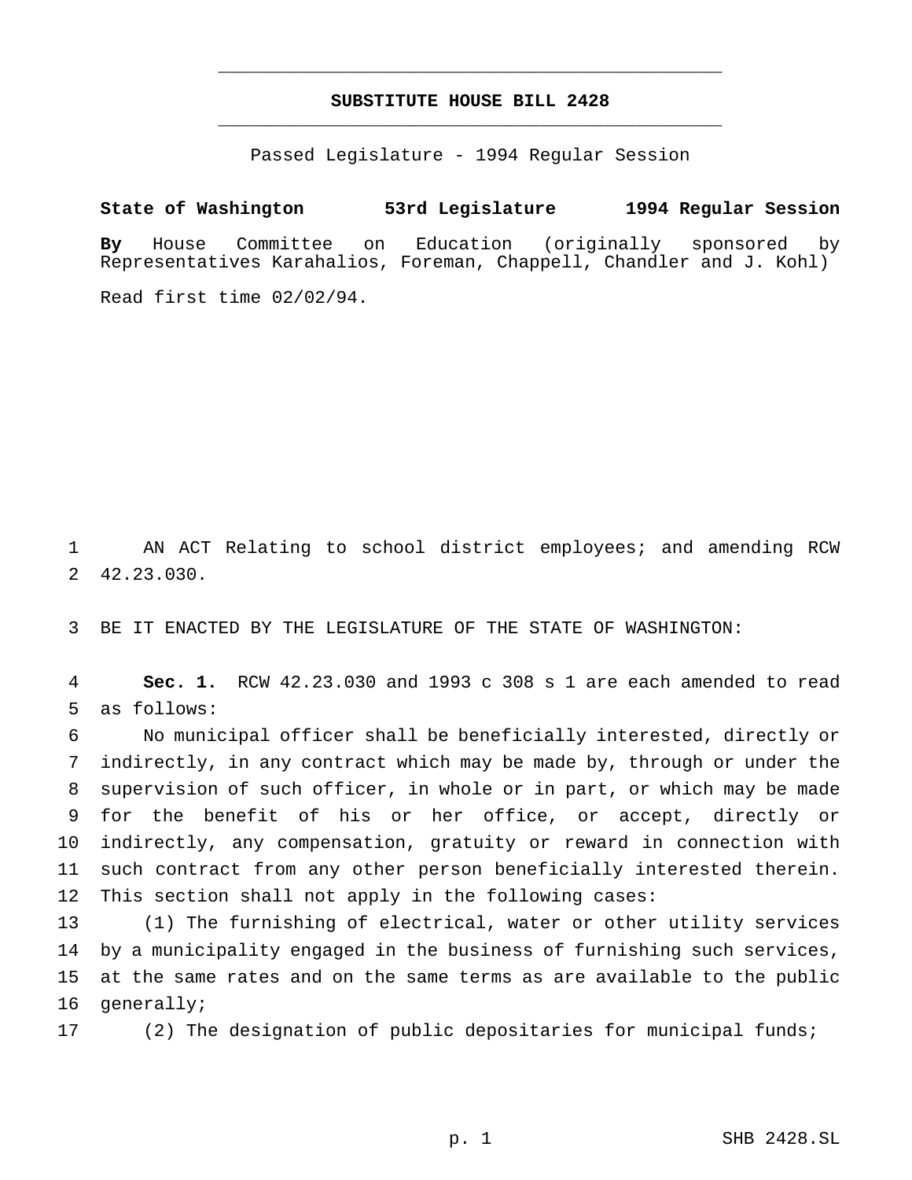# SUBSTITUTE HOUSE BILL 2428

Passed Legislature - 1994 Regular Session

**State of Washington 53rd Legislature 1994 Regular Session**

**By** House Committee on Education (originally sponsored by Representatives Karahalios, Foreman, Chappell, Chandler and J. Kohl)

Read first time 02/02/94.

1 AN ACT Relating to school district employees; and amending RCW
2 42.23.030.

3 BE IT ENACTED BY THE LEGISLATURE OF THE STATE OF WASHINGTON:

4 **Sec. 1.** RCW 42.23.030 and 1993 c 308 s 1 are each amended to read
5 as follows:

6 No municipal officer shall be beneficially interested, directly or
7 indirectly, in any contract which may be made by, through or under the
8 supervision of such officer, in whole or in part, or which may be made
9 for the benefit of his or her office, or accept, directly or
10 indirectly, any compensation, gratuity or reward in connection with
11 such contract from any other person beneficially interested therein.
12 This section shall not apply in the following cases:

13 (1) The furnishing of electrical, water or other utility services
14 by a municipality engaged in the business of furnishing such services,
15 at the same rates and on the same terms as are available to the public
16 generally;

17 (2) The designation of public depositaries for municipal funds;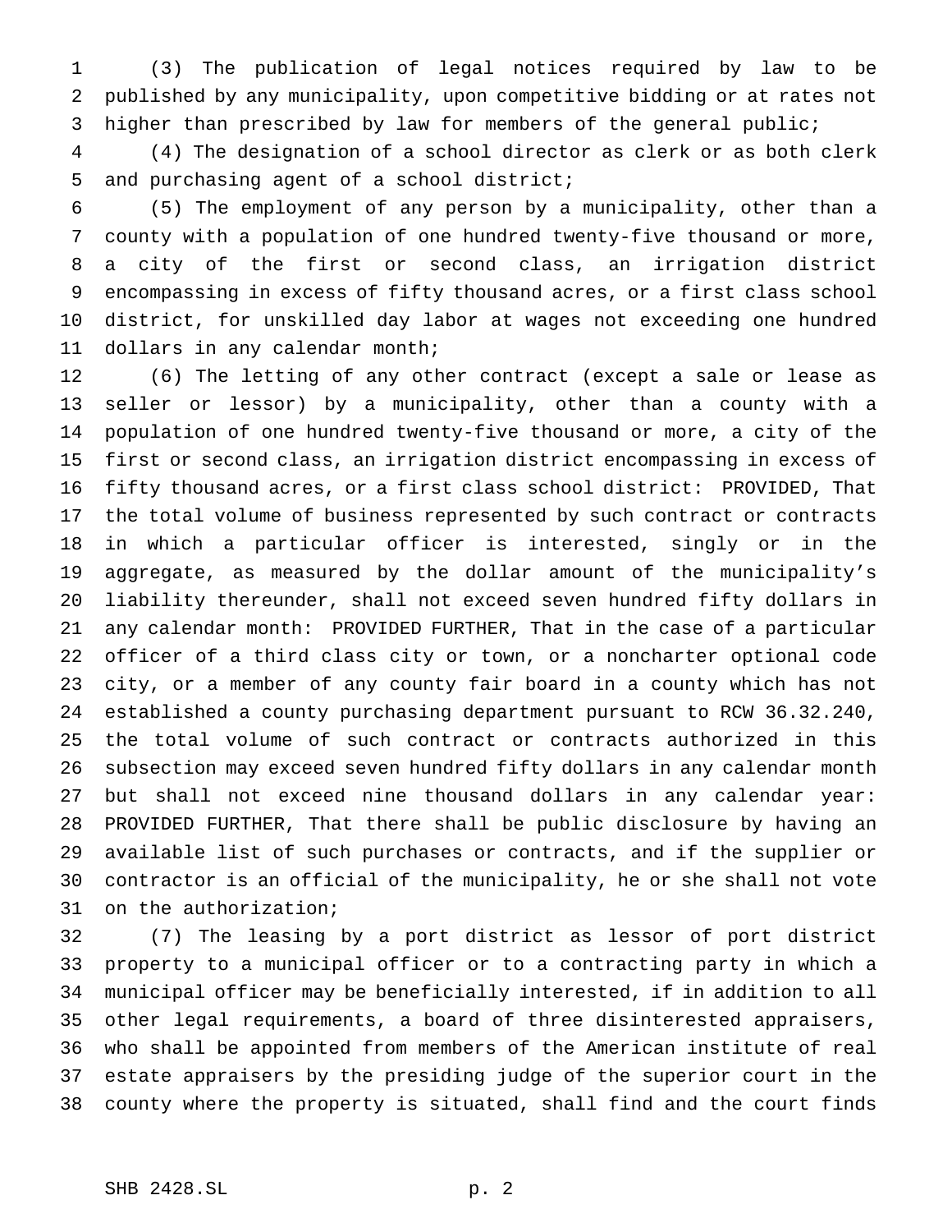(3) The publication of legal notices required by law to be published by any municipality, upon competitive bidding or at rates not higher than prescribed by law for members of the general public;

(4) The designation of a school director as clerk or as both clerk and purchasing agent of a school district;

(5) The employment of any person by a municipality, other than a county with a population of one hundred twenty-five thousand or more, a city of the first or second class, an irrigation district encompassing in excess of fifty thousand acres, or a first class school district, for unskilled day labor at wages not exceeding one hundred dollars in any calendar month;

(6) The letting of any other contract (except a sale or lease as seller or lessor) by a municipality, other than a county with a population of one hundred twenty-five thousand or more, a city of the first or second class, an irrigation district encompassing in excess of fifty thousand acres, or a first class school district: PROVIDED, That the total volume of business represented by such contract or contracts in which a particular officer is interested, singly or in the aggregate, as measured by the dollar amount of the municipality's liability thereunder, shall not exceed seven hundred fifty dollars in any calendar month: PROVIDED FURTHER, That in the case of a particular officer of a third class city or town, or a noncharter optional code city, or a member of any county fair board in a county which has not established a county purchasing department pursuant to RCW 36.32.240, the total volume of such contract or contracts authorized in this subsection may exceed seven hundred fifty dollars in any calendar month but shall not exceed nine thousand dollars in any calendar year: PROVIDED FURTHER, That there shall be public disclosure by having an available list of such purchases or contracts, and if the supplier or contractor is an official of the municipality, he or she shall not vote on the authorization;

(7) The leasing by a port district as lessor of port district property to a municipal officer or to a contracting party in which a municipal officer may be beneficially interested, if in addition to all other legal requirements, a board of three disinterested appraisers, who shall be appointed from members of the American institute of real estate appraisers by the presiding judge of the superior court in the county where the property is situated, shall find and the court finds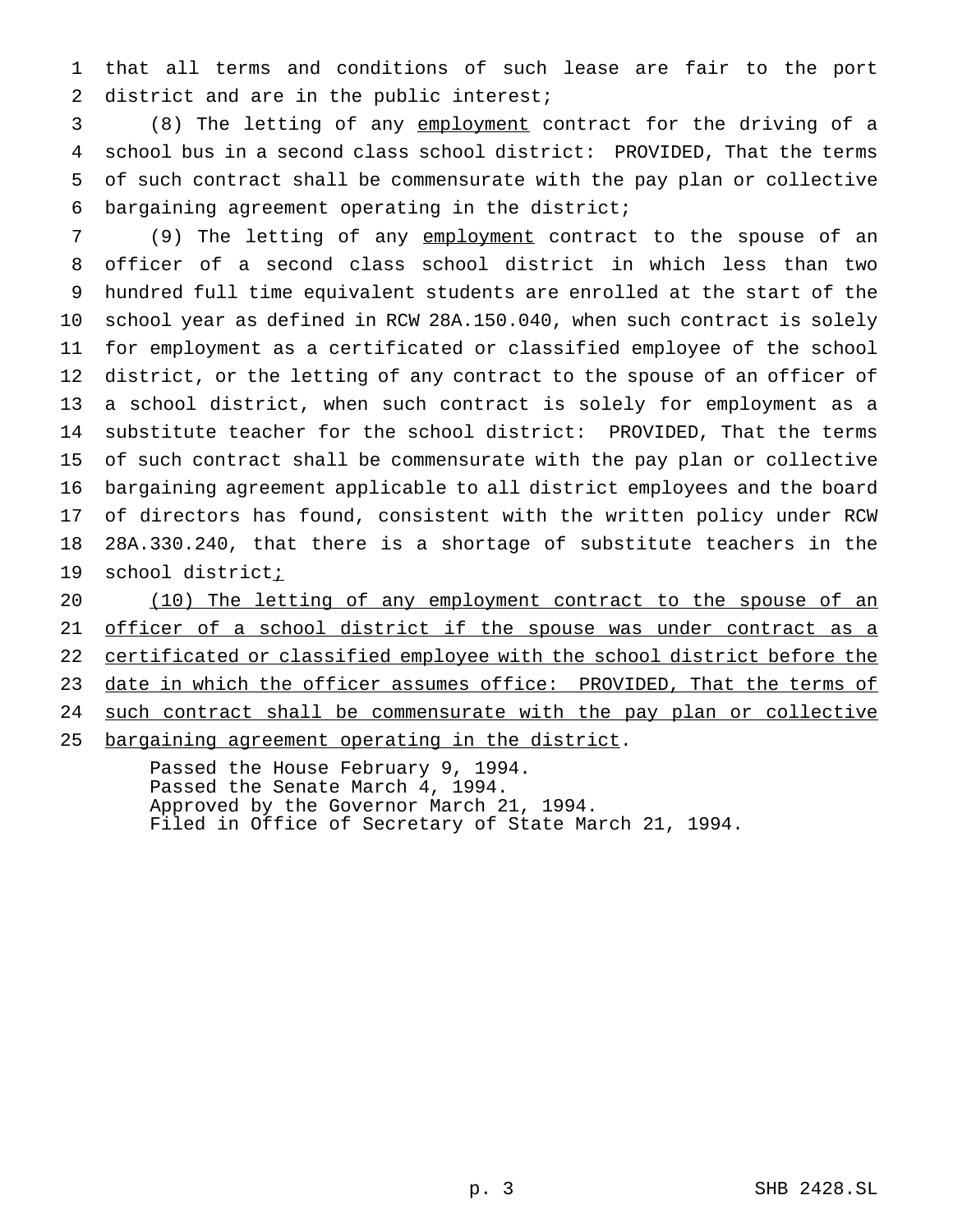that all terms and conditions of such lease are fair to the port district and are in the public interest;

(8) The letting of any <u>employment</u> contract for the driving of a school bus in a second class school district: PROVIDED, That the terms of such contract shall be commensurate with the pay plan or collective bargaining agreement operating in the district;

(9) The letting of any <u>employment</u> contract to the spouse of an officer of a second class school district in which less than two hundred full time equivalent students are enrolled at the start of the school year as defined in RCW 28A.150.040, when such contract is solely for employment as a certificated or classified employee of the school district, or the letting of any contract to the spouse of an officer of a school district, when such contract is solely for employment as a substitute teacher for the school district: PROVIDED, That the terms of such contract shall be commensurate with the pay plan or collective bargaining agreement applicable to all district employees and the board of directors has found, consistent with the written policy under RCW 28A.330.240, that there is a shortage of substitute teachers in the school district<u>;</u>

<u>(10) The letting of any employment contract to the spouse of an officer of a school district if the spouse was under contract as a certificated or classified employee with the school district before the date in which the officer assumes office: PROVIDED, That the terms of such contract shall be commensurate with the pay plan or collective bargaining agreement operating in the district</u>.

Passed the House February 9, 1994.
Passed the Senate March 4, 1994.
Approved by the Governor March 21, 1994.
Filed in Office of Secretary of State March 21, 1994.